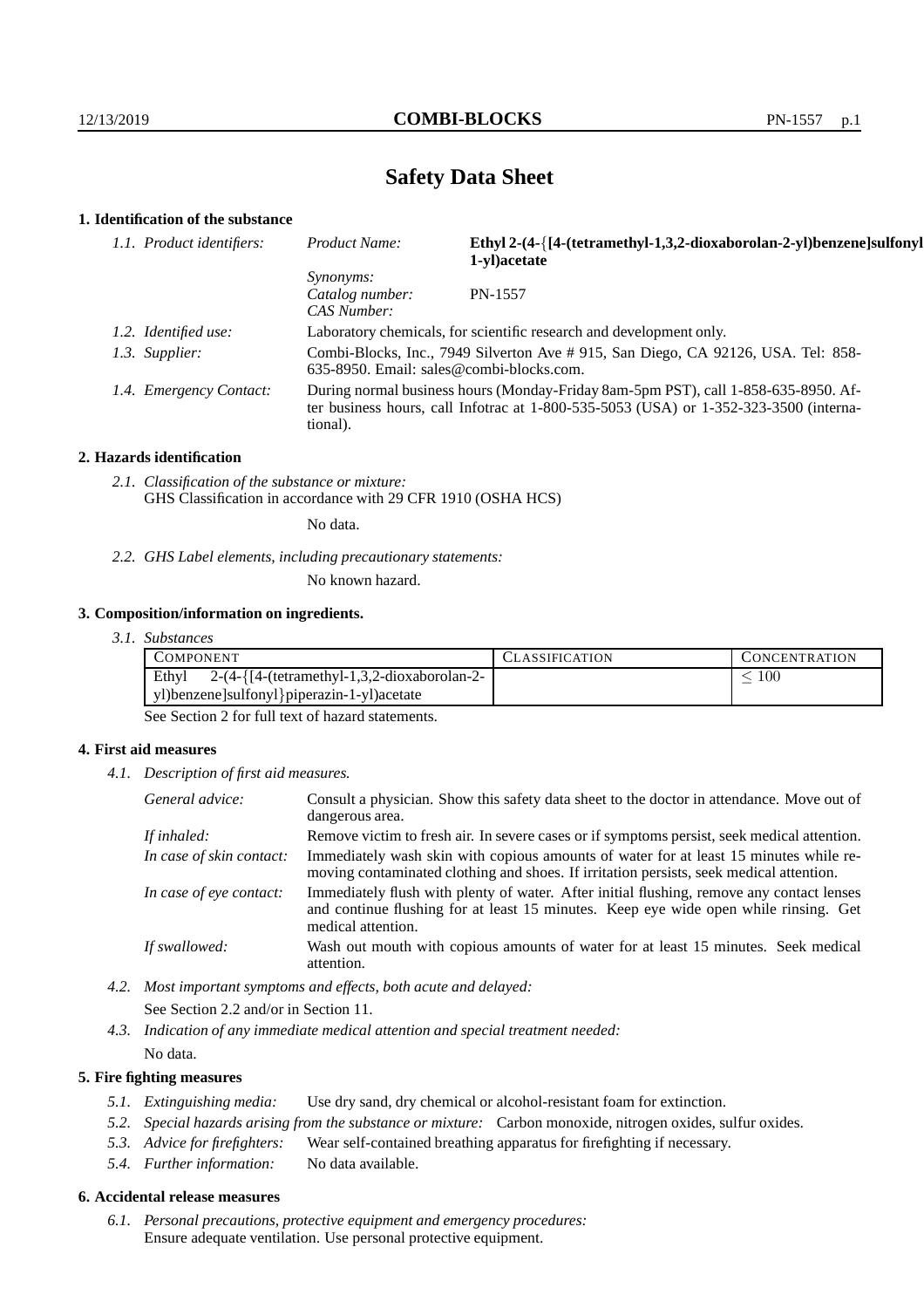# Safety Data Sheet

## 1. Identification of the substance

*1.1. Product identifiers:*

*Product Name:* **Ethyl 2-(4-{[4-(tetramethyl-1,3,2-dioxaborolan-2-yl)benzene]sulfonyl 1-yl)acetate**

*Synonyms:*

*Catalog number:* PN-1557

*CAS Number:*

*1.2. Identified use:* Laboratory chemicals, for scientific research and development only.

*1.3. Supplier:* Combi-Blocks, Inc., 7949 Silverton Ave # 915, San Diego, CA 92126, USA. Tel: 858-635-8950. Email: sales@combi-blocks.com.

*1.4. Emergency Contact:* During normal business hours (Monday-Friday 8am-5pm PST), call 1-858-635-8950. After business hours, call Infotrac at 1-800-535-5053 (USA) or 1-352-323-3500 (international).

## 2. Hazards identification

*2.1. Classification of the substance or mixture:*
GHS Classification in accordance with 29 CFR 1910 (OSHA HCS)

No data.

*2.2. GHS Label elements, including precautionary statements:*

No known hazard.

## 3. Composition/information on ingredients.

*3.1. Substances*

| Component | Classification | Concentration |
|---|---|---|
| Ethyl 2-(4-{[4-(tetramethyl-1,3,2-dioxaborolan-2-yl)benzene]sulfonyl}piperazin-1-yl)acetate | | $\leq 100$ |

See Section 2 for full text of hazard statements.

## 4. First aid measures

*4.1. Description of first aid measures.*

*General advice:* Consult a physician. Show this safety data sheet to the doctor in attendance. Move out of dangerous area.

*If inhaled:* Remove victim to fresh air. In severe cases or if symptoms persist, seek medical attention.

*In case of skin contact:* Immediately wash skin with copious amounts of water for at least 15 minutes while removing contaminated clothing and shoes. If irritation persists, seek medical attention.

*In case of eye contact:* Immediately flush with plenty of water. After initial flushing, remove any contact lenses and continue flushing for at least 15 minutes. Keep eye wide open while rinsing. Get medical attention.

*If swallowed:* Wash out mouth with copious amounts of water for at least 15 minutes. Seek medical attention.

*4.2. Most important symptoms and effects, both acute and delayed:*

See Section 2.2 and/or in Section 11.

*4.3. Indication of any immediate medical attention and special treatment needed:*

No data.

## 5. Fire fighting measures

*5.1. Extinguishing media:* Use dry sand, dry chemical or alcohol-resistant foam for extinction.

*5.2. Special hazards arising from the substance or mixture:* Carbon monoxide, nitrogen oxides, sulfur oxides.

*5.3. Advice for firefighters:* Wear self-contained breathing apparatus for firefighting if necessary.

*5.4. Further information:* No data available.

## 6. Accidental release measures

*6.1. Personal precautions, protective equipment and emergency procedures:*
Ensure adequate ventilation. Use personal protective equipment.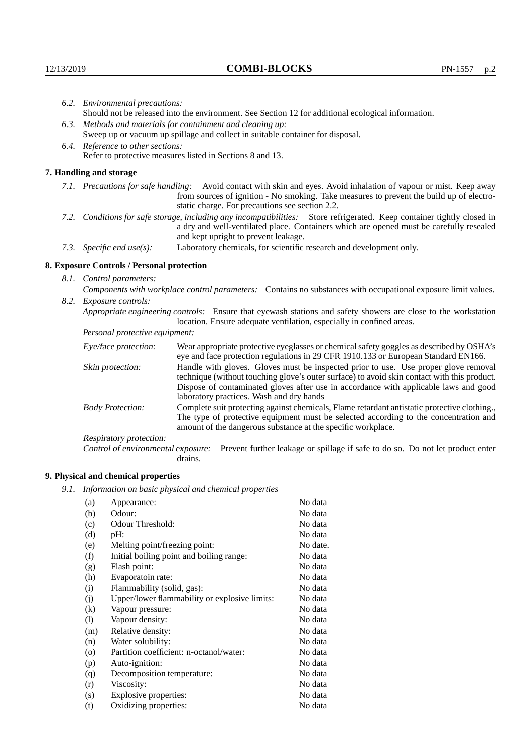*6.2. Environmental precautions:*
Should not be released into the environment. See Section 12 for additional ecological information.

*6.3. Methods and materials for containment and cleaning up:*
Sweep up or vacuum up spillage and collect in suitable container for disposal.

*6.4. Reference to other sections:*
Refer to protective measures listed in Sections 8 and 13.

## 7. Handling and storage

*7.1. Precautions for safe handling:* Avoid contact with skin and eyes. Avoid inhalation of vapour or mist. Keep away from sources of ignition - No smoking. Take measures to prevent the build up of electrostatic charge. For precautions see section 2.2.

*7.2. Conditions for safe storage, including any incompatibilities:* Store refrigerated. Keep container tightly closed in a dry and well-ventilated place. Containers which are opened must be carefully resealed and kept upright to prevent leakage.

*7.3. Specific end use(s):* Laboratory chemicals, for scientific research and development only.

## 8. Exposure Controls / Personal protection

*8.1. Control parameters:*

*Components with workplace control parameters:* Contains no substances with occupational exposure limit values.

*8.2. Exposure controls:*

*Appropriate engineering controls:* Ensure that eyewash stations and safety showers are close to the workstation location. Ensure adequate ventilation, especially in confined areas.

*Personal protective equipment:*

*Eye/face protection:* Wear appropriate protective eyeglasses or chemical safety goggles as described by OSHA's eye and face protection regulations in 29 CFR 1910.133 or European Standard EN166.

*Skin protection:* Handle with gloves. Gloves must be inspected prior to use. Use proper glove removal technique (without touching glove's outer surface) to avoid skin contact with this product. Dispose of contaminated gloves after use in accordance with applicable laws and good laboratory practices. Wash and dry hands

*Body Protection:* Complete suit protecting against chemicals, Flame retardant antistatic protective clothing., The type of protective equipment must be selected according to the concentration and amount of the dangerous substance at the specific workplace.

*Respiratory protection:*

*Control of environmental exposure:* Prevent further leakage or spillage if safe to do so. Do not let product enter drains.

## 9. Physical and chemical properties

*9.1. Information on basic physical and chemical properties*

| | | |
|---|---|---|
| (a) | Appearance: | No data |
| (b) | Odour: | No data |
| (c) | Odour Threshold: | No data |
| (d) | pH: | No data |
| (e) | Melting point/freezing point: | No date. |
| (f) | Initial boiling point and boiling range: | No data |
| (g) | Flash point: | No data |
| (h) | Evaporatoin rate: | No data |
| (i) | Flammability (solid, gas): | No data |
| (j) | Upper/lower flammability or explosive limits: | No data |
| (k) | Vapour pressure: | No data |
| (l) | Vapour density: | No data |
| (m) | Relative density: | No data |
| (n) | Water solubility: | No data |
| (o) | Partition coefficient: n-octanol/water: | No data |
| (p) | Auto-ignition: | No data |
| (q) | Decomposition temperature: | No data |
| (r) | Viscosity: | No data |
| (s) | Explosive properties: | No data |
| (t) | Oxidizing properties: | No data |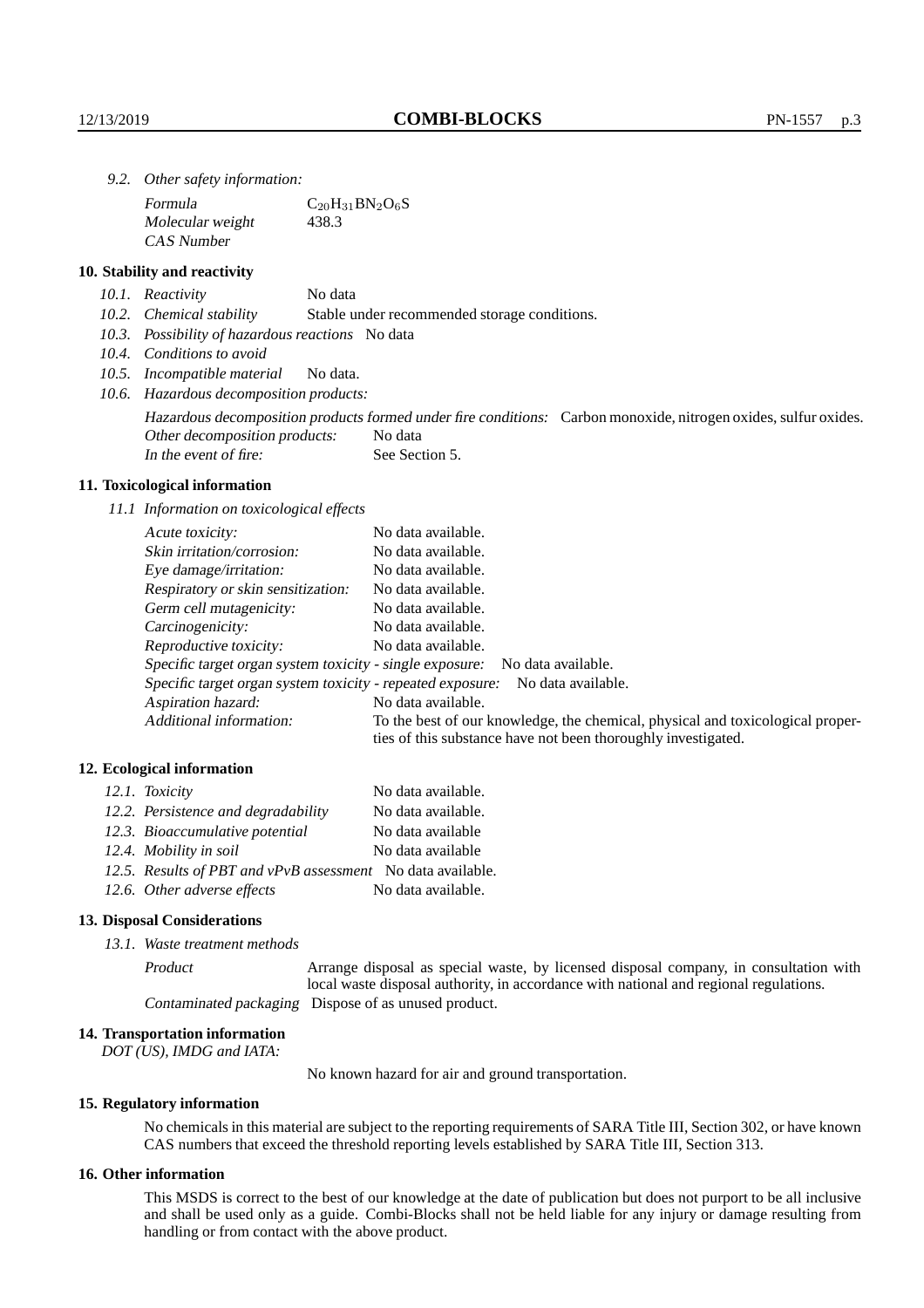*9.2. Other safety information:*

| | |
|---|---|
| *Formula* | $C_{20}H_{31}BN_2O_6S$ |
| *Molecular weight* | 438.3 |
| *CAS Number* | |

## 10. Stability and reactivity

*10.1. Reactivity* No data

*10.2. Chemical stability* Stable under recommended storage conditions.

*10.3. Possibility of hazardous reactions* No data

*10.4. Conditions to avoid*

*10.5. Incompatible material* No data.

*10.6. Hazardous decomposition products:*

*Hazardous decomposition products formed under fire conditions:* Carbon monoxide, nitrogen oxides, sulfur oxides.

*Other decomposition products:* No data

*In the event of fire:* See Section 5.

## 11. Toxicological information

*11.1 Information on toxicological effects*

| | |
|---|---|
| *Acute toxicity:* | No data available. |
| *Skin irritation/corrosion:* | No data available. |
| *Eye damage/irritation:* | No data available. |
| *Respiratory or skin sensitization:* | No data available. |
| *Germ cell mutagenicity:* | No data available. |
| *Carcinogenicity:* | No data available. |
| *Reproductive toxicity:* | No data available. |
| *Specific target organ system toxicity - single exposure:* | No data available. |
| *Specific target organ system toxicity - repeated exposure:* | No data available. |
| *Aspiration hazard:* | No data available. |
| *Additional information:* | To the best of our knowledge, the chemical, physical and toxicological properties of this substance have not been thoroughly investigated. |

## 12. Ecological information

| | |
|---|---|
| *12.1. Toxicity* | No data available. |
| *12.2. Persistence and degradability* | No data available. |
| *12.3. Bioaccumulative potential* | No data available |
| *12.4. Mobility in soil* | No data available |
| *12.5. Results of PBT and vPvB assessment* | No data available. |
| *12.6. Other adverse effects* | No data available. |

## 13. Disposal Considerations

*13.1. Waste treatment methods*

*Product* Arrange disposal as special waste, by licensed disposal company, in consultation with local waste disposal authority, in accordance with national and regional regulations.

*Contaminated packaging* Dispose of as unused product.

## 14. Transportation information

*DOT (US), IMDG and IATA:*

No known hazard for air and ground transportation.

## 15. Regulatory information

No chemicals in this material are subject to the reporting requirements of SARA Title III, Section 302, or have known CAS numbers that exceed the threshold reporting levels established by SARA Title III, Section 313.

## 16. Other information

This MSDS is correct to the best of our knowledge at the date of publication but does not purport to be all inclusive and shall be used only as a guide. Combi-Blocks shall not be held liable for any injury or damage resulting from handling or from contact with the above product.